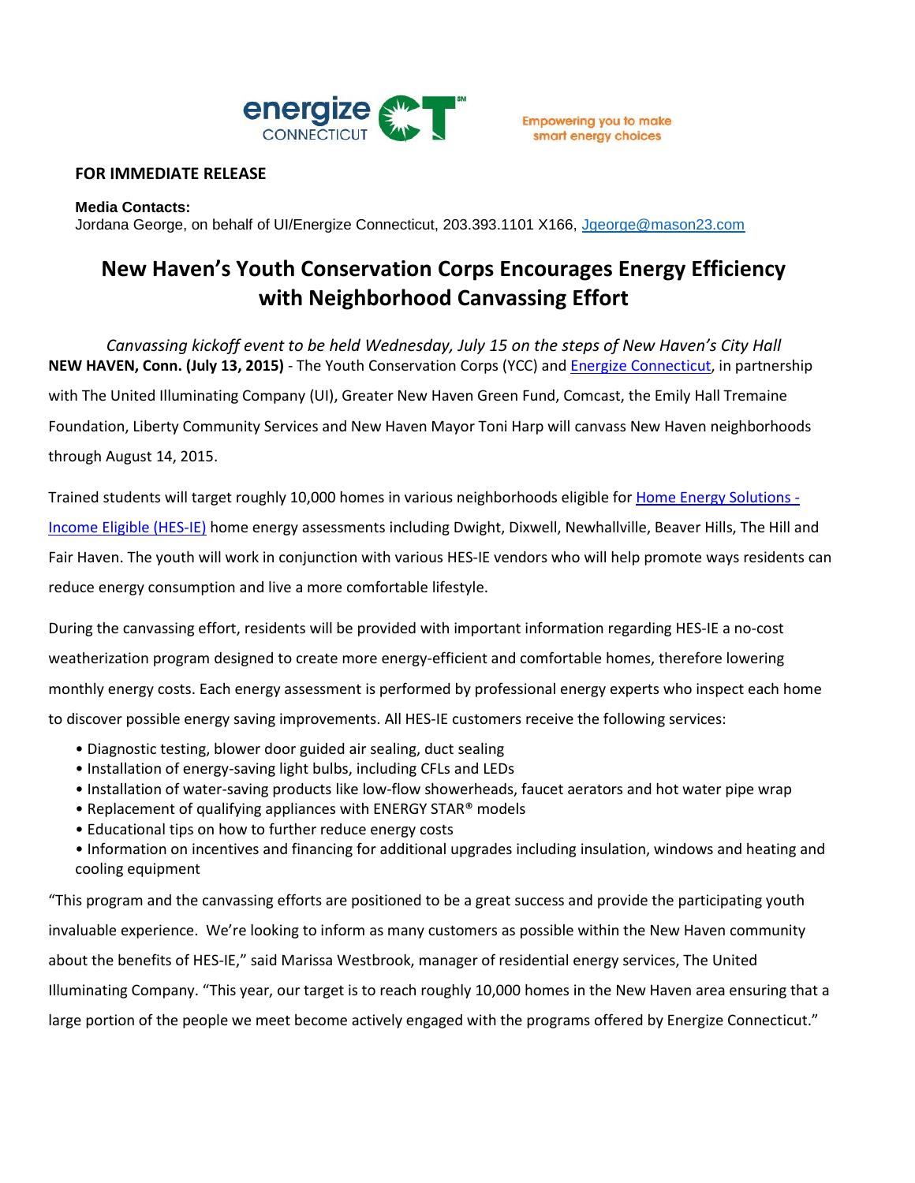energize CONNECTICUT CT℠

Empowering you to make smart energy choices

**FOR IMMEDIATE RELEASE**

**Media Contacts:**
Jordana George, on behalf of UI/Energize Connecticut, 203.393.1101 X166, Jgeorge@mason23.com

# New Haven's Youth Conservation Corps Encourages Energy Efficiency with Neighborhood Canvassing Effort

*Canvassing kickoff event to be held Wednesday, July 15 on the steps of New Haven's City Hall*

**NEW HAVEN, Conn. (July 13, 2015)** - The Youth Conservation Corps (YCC) and Energize Connecticut, in partnership with The United Illuminating Company (UI), Greater New Haven Green Fund, Comcast, the Emily Hall Tremaine Foundation, Liberty Community Services and New Haven Mayor Toni Harp will canvass New Haven neighborhoods through August 14, 2015.

Trained students will target roughly 10,000 homes in various neighborhoods eligible for Home Energy Solutions - Income Eligible (HES-IE) home energy assessments including Dwight, Dixwell, Newhallville, Beaver Hills, The Hill and Fair Haven. The youth will work in conjunction with various HES-IE vendors who will help promote ways residents can reduce energy consumption and live a more comfortable lifestyle.

During the canvassing effort, residents will be provided with important information regarding HES-IE a no-cost weatherization program designed to create more energy-efficient and comfortable homes, therefore lowering monthly energy costs. Each energy assessment is performed by professional energy experts who inspect each home to discover possible energy saving improvements. All HES-IE customers receive the following services:

- Diagnostic testing, blower door guided air sealing, duct sealing
- Installation of energy-saving light bulbs, including CFLs and LEDs
- Installation of water-saving products like low-flow showerheads, faucet aerators and hot water pipe wrap
- Replacement of qualifying appliances with ENERGY STAR® models
- Educational tips on how to further reduce energy costs
- Information on incentives and financing for additional upgrades including insulation, windows and heating and cooling equipment

"This program and the canvassing efforts are positioned to be a great success and provide the participating youth invaluable experience. We're looking to inform as many customers as possible within the New Haven community about the benefits of HES-IE," said Marissa Westbrook, manager of residential energy services, The United Illuminating Company. "This year, our target is to reach roughly 10,000 homes in the New Haven area ensuring that a large portion of the people we meet become actively engaged with the programs offered by Energize Connecticut."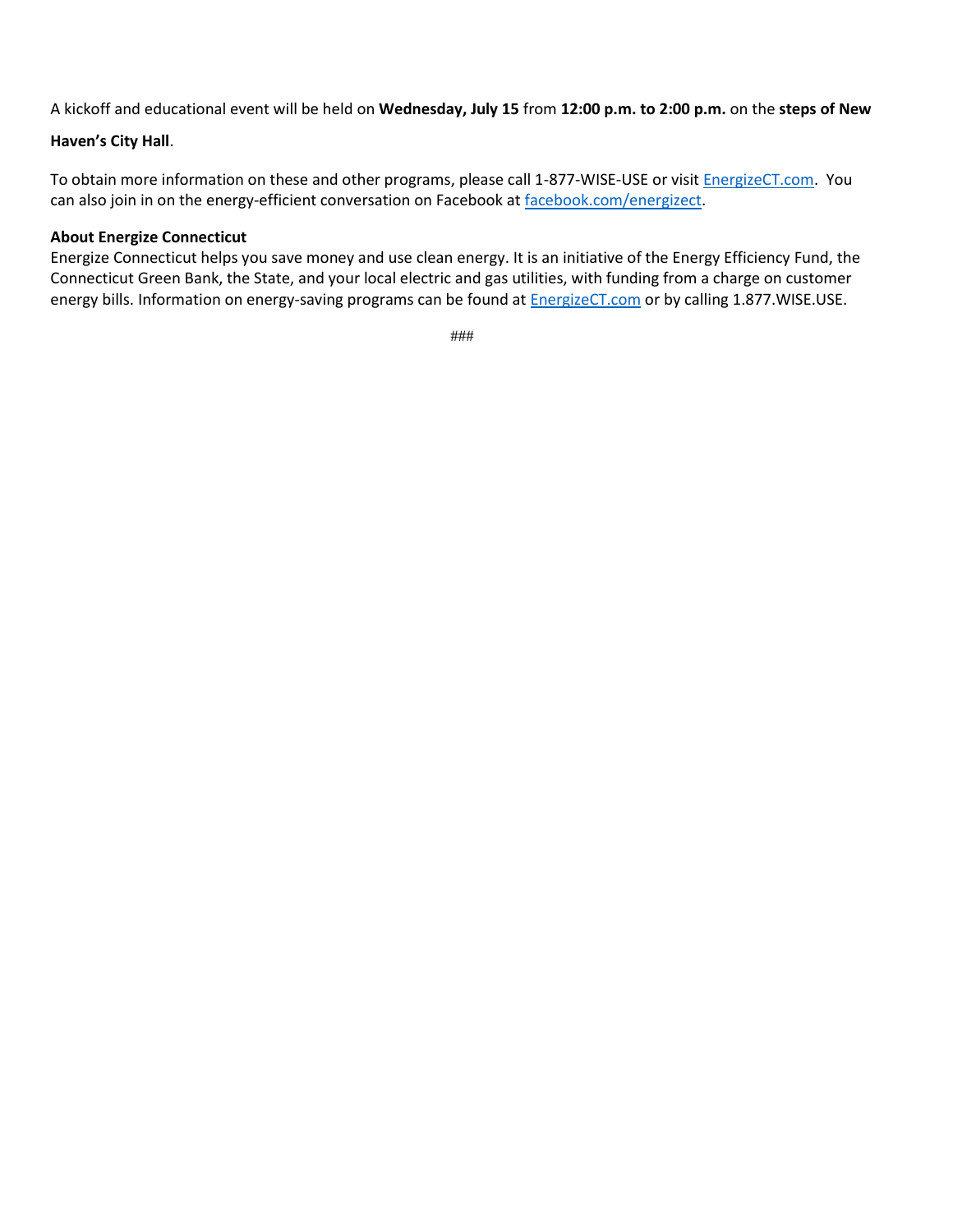A kickoff and educational event will be held on **Wednesday, July 15** from **12:00 p.m. to 2:00 p.m.** on the **steps of New Haven's City Hall**.

To obtain more information on these and other programs, please call 1-877-WISE-USE or visit EnergizeCT.com. You can also join in on the energy-efficient conversation on Facebook at facebook.com/energizect.

**About Energize Connecticut**
Energize Connecticut helps you save money and use clean energy. It is an initiative of the Energy Efficiency Fund, the Connecticut Green Bank, the State, and your local electric and gas utilities, with funding from a charge on customer energy bills. Information on energy-saving programs can be found at EnergizeCT.com or by calling 1.877.WISE.USE.

###